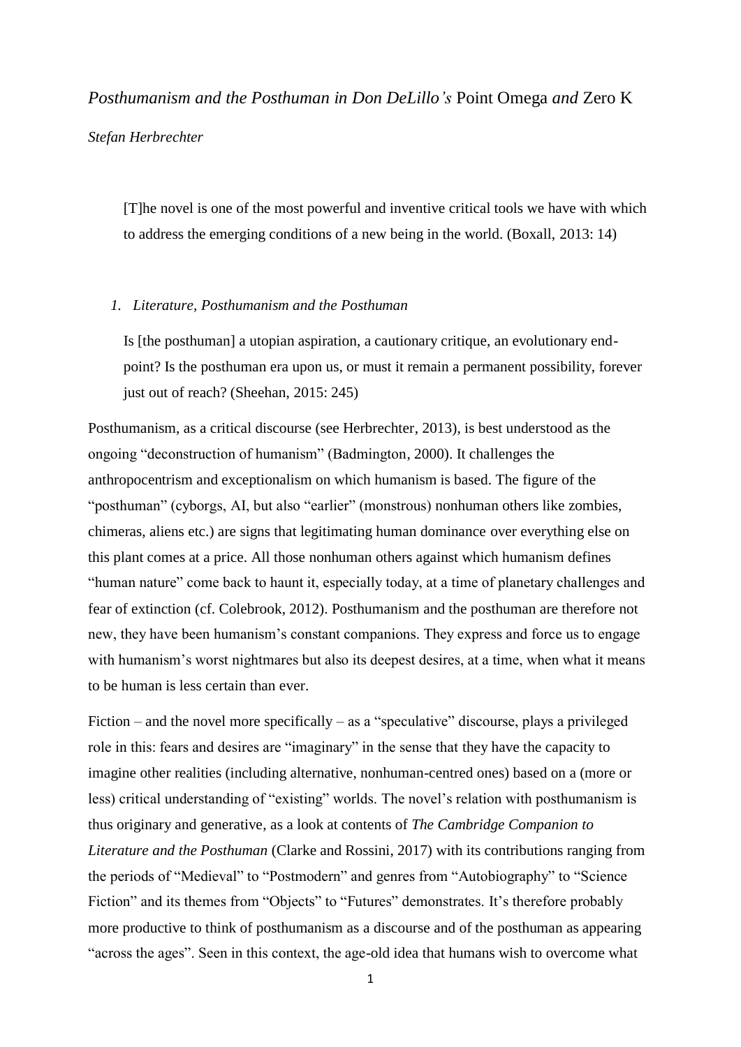# *Posthumanism and the Posthuman in Don DeLillo's* Point Omega *and* Zero K

*Stefan Herbrechter*

> [T]he novel is one of the most powerful and inventive critical tools we have with which to address the emerging conditions of a new being in the world. (Boxall, 2013: 14)

## *1. Literature, Posthumanism and the Posthuman*

> Is [the posthuman] a utopian aspiration, a cautionary critique, an evolutionary end-point? Is the posthuman era upon us, or must it remain a permanent possibility, forever just out of reach? (Sheehan, 2015: 245)

Posthumanism, as a critical discourse (see Herbrechter, 2013), is best understood as the ongoing "deconstruction of humanism" (Badmington, 2000). It challenges the anthropocentrism and exceptionalism on which humanism is based. The figure of the "posthuman" (cyborgs, AI, but also "earlier" (monstrous) nonhuman others like zombies, chimeras, aliens etc.) are signs that legitimating human dominance over everything else on this plant comes at a price. All those nonhuman others against which humanism defines "human nature" come back to haunt it, especially today, at a time of planetary challenges and fear of extinction (cf. Colebrook, 2012). Posthumanism and the posthuman are therefore not new, they have been humanism's constant companions. They express and force us to engage with humanism's worst nightmares but also its deepest desires, at a time, when what it means to be human is less certain than ever.

Fiction – and the novel more specifically – as a "speculative" discourse, plays a privileged role in this: fears and desires are "imaginary" in the sense that they have the capacity to imagine other realities (including alternative, nonhuman-centred ones) based on a (more or less) critical understanding of "existing" worlds. The novel's relation with posthumanism is thus originary and generative, as a look at contents of *The Cambridge Companion to Literature and the Posthuman* (Clarke and Rossini, 2017) with its contributions ranging from the periods of "Medieval" to "Postmodern" and genres from "Autobiography" to "Science Fiction" and its themes from "Objects" to "Futures" demonstrates. It's therefore probably more productive to think of posthumanism as a discourse and of the posthuman as appearing "across the ages". Seen in this context, the age-old idea that humans wish to overcome what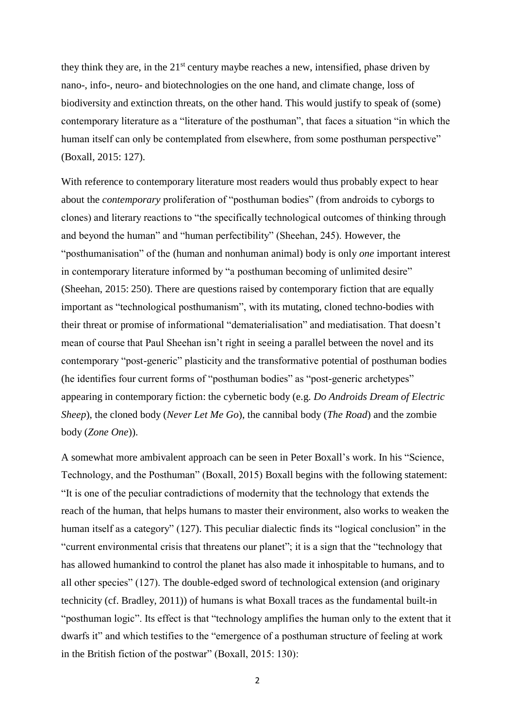they think they are, in the 21st century maybe reaches a new, intensified, phase driven by nano-, info-, neuro- and biotechnologies on the one hand, and climate change, loss of biodiversity and extinction threats, on the other hand. This would justify to speak of (some) contemporary literature as a "literature of the posthuman", that faces a situation "in which the human itself can only be contemplated from elsewhere, from some posthuman perspective" (Boxall, 2015: 127).

With reference to contemporary literature most readers would thus probably expect to hear about the *contemporary* proliferation of "posthuman bodies" (from androids to cyborgs to clones) and literary reactions to "the specifically technological outcomes of thinking through and beyond the human" and "human perfectibility" (Sheehan, 245). However, the "posthumanisation" of the (human and nonhuman animal) body is only *one* important interest in contemporary literature informed by "a posthuman becoming of unlimited desire" (Sheehan, 2015: 250). There are questions raised by contemporary fiction that are equally important as "technological posthumanism", with its mutating, cloned techno-bodies with their threat or promise of informational "dematerialisation" and mediatisation. That doesn't mean of course that Paul Sheehan isn't right in seeing a parallel between the novel and its contemporary "post-generic" plasticity and the transformative potential of posthuman bodies (he identifies four current forms of "posthuman bodies" as "post-generic archetypes" appearing in contemporary fiction: the cybernetic body (e.g. *Do Androids Dream of Electric Sheep*), the cloned body (*Never Let Me Go*), the cannibal body (*The Road*) and the zombie body (*Zone One*)).

A somewhat more ambivalent approach can be seen in Peter Boxall's work. In his "Science, Technology, and the Posthuman" (Boxall, 2015) Boxall begins with the following statement: "It is one of the peculiar contradictions of modernity that the technology that extends the reach of the human, that helps humans to master their environment, also works to weaken the human itself as a category" (127). This peculiar dialectic finds its "logical conclusion" in the "current environmental crisis that threatens our planet"; it is a sign that the "technology that has allowed humankind to control the planet has also made it inhospitable to humans, and to all other species" (127). The double-edged sword of technological extension (and originary technicity (cf. Bradley, 2011)) of humans is what Boxall traces as the fundamental built-in "posthuman logic". Its effect is that "technology amplifies the human only to the extent that it dwarfs it" and which testifies to the "emergence of a posthuman structure of feeling at work in the British fiction of the postwar" (Boxall, 2015: 130):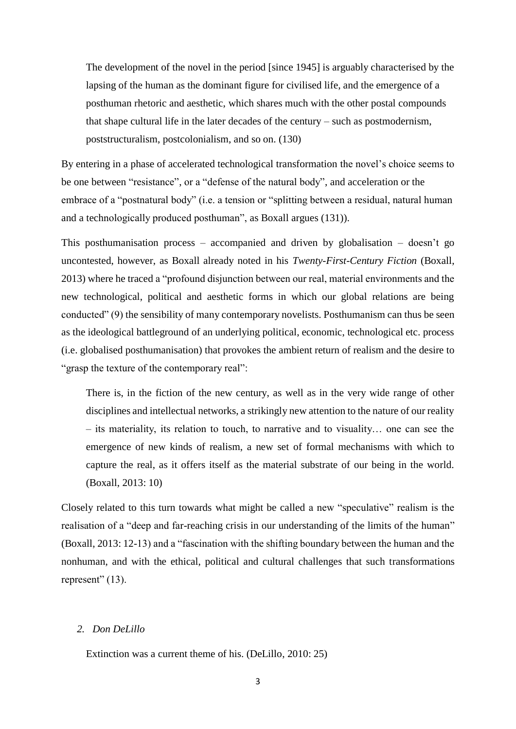> The development of the novel in the period [since 1945] is arguably characterised by the lapsing of the human as the dominant figure for civilised life, and the emergence of a posthuman rhetoric and aesthetic, which shares much with the other postal compounds that shape cultural life in the later decades of the century – such as postmodernism, poststructuralism, postcolonialism, and so on. (130)

By entering in a phase of accelerated technological transformation the novel's choice seems to be one between "resistance", or a "defense of the natural body", and acceleration or the embrace of a "postnatural body" (i.e. a tension or "splitting between a residual, natural human and a technologically produced posthuman", as Boxall argues (131)).

This posthumanisation process – accompanied and driven by globalisation – doesn't go uncontested, however, as Boxall already noted in his *Twenty-First-Century Fiction* (Boxall, 2013) where he traced a "profound disjunction between our real, material environments and the new technological, political and aesthetic forms in which our global relations are being conducted" (9) the sensibility of many contemporary novelists. Posthumanism can thus be seen as the ideological battleground of an underlying political, economic, technological etc. process (i.e. globalised posthumanisation) that provokes the ambient return of realism and the desire to "grasp the texture of the contemporary real":

> There is, in the fiction of the new century, as well as in the very wide range of other disciplines and intellectual networks, a strikingly new attention to the nature of our reality – its materiality, its relation to touch, to narrative and to visuality… one can see the emergence of new kinds of realism, a new set of formal mechanisms with which to capture the real, as it offers itself as the material substrate of our being in the world. (Boxall, 2013: 10)

Closely related to this turn towards what might be called a new "speculative" realism is the realisation of a "deep and far-reaching crisis in our understanding of the limits of the human" (Boxall, 2013: 12-13) and a "fascination with the shifting boundary between the human and the nonhuman, and with the ethical, political and cultural challenges that such transformations represent" (13).

## *2. Don DeLillo*

> Extinction was a current theme of his. (DeLillo, 2010: 25)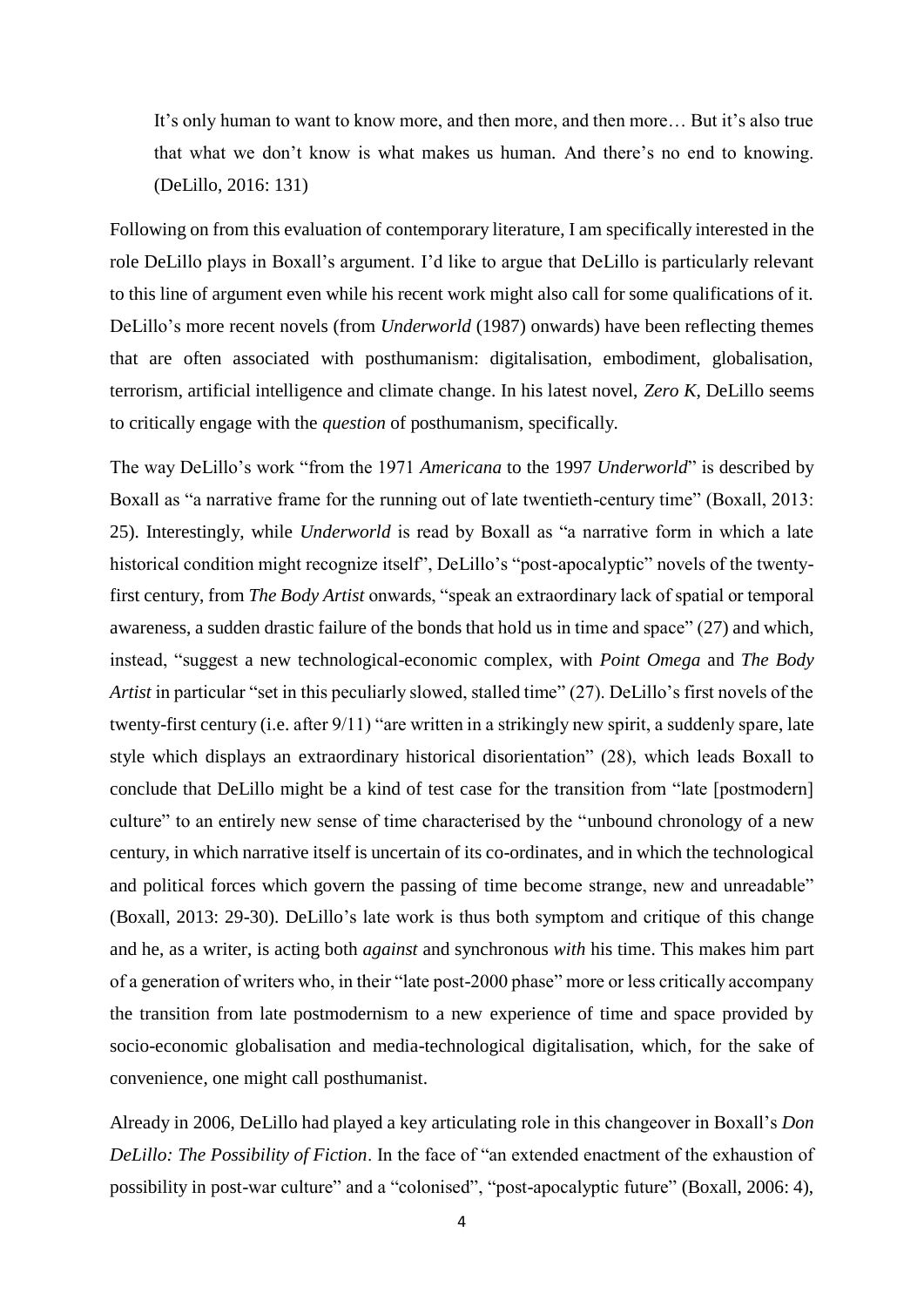> It's only human to want to know more, and then more, and then more… But it's also true that what we don't know is what makes us human. And there's no end to knowing. (DeLillo, 2016: 131)

Following on from this evaluation of contemporary literature, I am specifically interested in the role DeLillo plays in Boxall's argument. I'd like to argue that DeLillo is particularly relevant to this line of argument even while his recent work might also call for some qualifications of it. DeLillo's more recent novels (from *Underworld* (1987) onwards) have been reflecting themes that are often associated with posthumanism: digitalisation, embodiment, globalisation, terrorism, artificial intelligence and climate change. In his latest novel, *Zero K*, DeLillo seems to critically engage with the *question* of posthumanism, specifically.

The way DeLillo's work "from the 1971 *Americana* to the 1997 *Underworld*" is described by Boxall as "a narrative frame for the running out of late twentieth-century time" (Boxall, 2013: 25). Interestingly, while *Underworld* is read by Boxall as "a narrative form in which a late historical condition might recognize itself", DeLillo's "post-apocalyptic" novels of the twenty-first century, from *The Body Artist* onwards, "speak an extraordinary lack of spatial or temporal awareness, a sudden drastic failure of the bonds that hold us in time and space" (27) and which, instead, "suggest a new technological-economic complex, with *Point Omega* and *The Body Artist* in particular "set in this peculiarly slowed, stalled time" (27). DeLillo's first novels of the twenty-first century (i.e. after 9/11) "are written in a strikingly new spirit, a suddenly spare, late style which displays an extraordinary historical disorientation" (28), which leads Boxall to conclude that DeLillo might be a kind of test case for the transition from "late [postmodern] culture" to an entirely new sense of time characterised by the "unbound chronology of a new century, in which narrative itself is uncertain of its co-ordinates, and in which the technological and political forces which govern the passing of time become strange, new and unreadable" (Boxall, 2013: 29-30). DeLillo's late work is thus both symptom and critique of this change and he, as a writer, is acting both *against* and synchronous *with* his time. This makes him part of a generation of writers who, in their "late post-2000 phase" more or less critically accompany the transition from late postmodernism to a new experience of time and space provided by socio-economic globalisation and media-technological digitalisation, which, for the sake of convenience, one might call posthumanist.

Already in 2006, DeLillo had played a key articulating role in this changeover in Boxall's *Don DeLillo: The Possibility of Fiction*. In the face of "an extended enactment of the exhaustion of possibility in post-war culture" and a "colonised", "post-apocalyptic future" (Boxall, 2006: 4),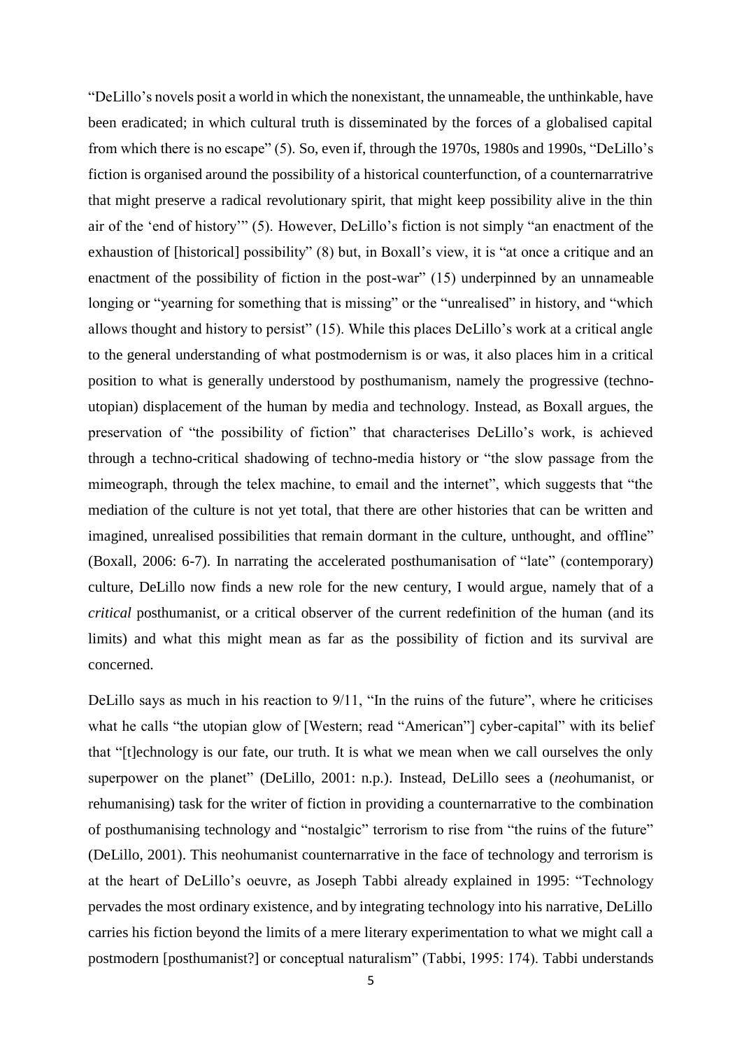“DeLillo’s novels posit a world in which the nonexistant, the unnameable, the unthinkable, have been eradicated; in which cultural truth is disseminated by the forces of a globalised capital from which there is no escape” (5). So, even if, through the 1970s, 1980s and 1990s, “DeLillo’s fiction is organised around the possibility of a historical counterfunction, of a counternarratrive that might preserve a radical revolutionary spirit, that might keep possibility alive in the thin air of the ‘end of history’” (5). However, DeLillo’s fiction is not simply “an enactment of the exhaustion of [historical] possibility” (8) but, in Boxall’s view, it is “at once a critique and an enactment of the possibility of fiction in the post-war” (15) underpinned by an unnameable longing or “yearning for something that is missing” or the “unrealised” in history, and “which allows thought and history to persist” (15). While this places DeLillo’s work at a critical angle to the general understanding of what postmodernism is or was, it also places him in a critical position to what is generally understood by posthumanism, namely the progressive (techno-utopian) displacement of the human by media and technology. Instead, as Boxall argues, the preservation of “the possibility of fiction” that characterises DeLillo’s work, is achieved through a techno-critical shadowing of techno-media history or “the slow passage from the mimeograph, through the telex machine, to email and the internet”, which suggests that “the mediation of the culture is not yet total, that there are other histories that can be written and imagined, unrealised possibilities that remain dormant in the culture, unthought, and offline” (Boxall, 2006: 6-7). In narrating the accelerated posthumanisation of “late” (contemporary) culture, DeLillo now finds a new role for the new century, I would argue, namely that of a *critical* posthumanist, or a critical observer of the current redefinition of the human (and its limits) and what this might mean as far as the possibility of fiction and its survival are concerned.

DeLillo says as much in his reaction to 9/11, “In the ruins of the future”, where he criticises what he calls “the utopian glow of [Western; read “American”] cyber-capital” with its belief that “[t]echnology is our fate, our truth. It is what we mean when we call ourselves the only superpower on the planet” (DeLillo, 2001: n.p.). Instead, DeLillo sees a (*neo*humanist, or rehumanising) task for the writer of fiction in providing a counternarrative to the combination of posthumanising technology and “nostalgic” terrorism to rise from “the ruins of the future” (DeLillo, 2001). This neohumanist counternarrative in the face of technology and terrorism is at the heart of DeLillo’s oeuvre, as Joseph Tabbi already explained in 1995: “Technology pervades the most ordinary existence, and by integrating technology into his narrative, DeLillo carries his fiction beyond the limits of a mere literary experimentation to what we might call a postmodern [posthumanist?] or conceptual naturalism” (Tabbi, 1995: 174). Tabbi understands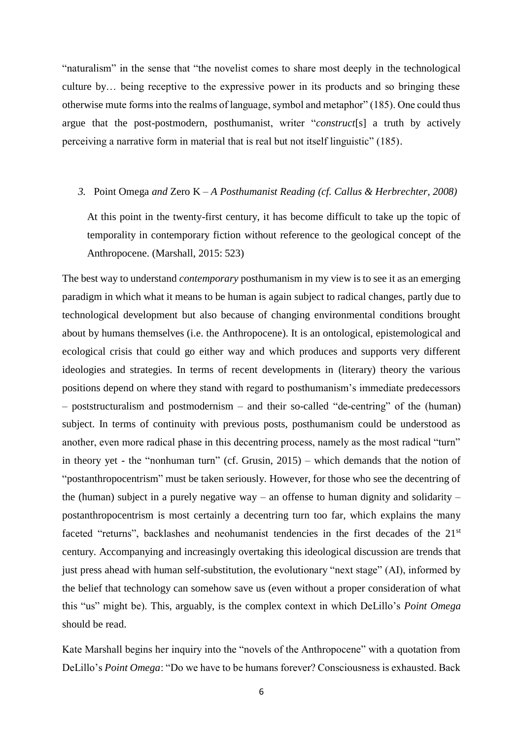"naturalism" in the sense that "the novelist comes to share most deeply in the technological culture by… being receptive to the expressive power in its products and so bringing these otherwise mute forms into the realms of language, symbol and metaphor" (185). One could thus argue that the post-postmodern, posthumanist, writer "*construct*[s] a truth by actively perceiving a narrative form in material that is real but not itself linguistic" (185).

### *3.* Point Omega *and* Zero K – *A Posthumanist Reading (cf. Callus & Herbrechter, 2008)*

> At this point in the twenty-first century, it has become difficult to take up the topic of temporality in contemporary fiction without reference to the geological concept of the Anthropocene. (Marshall, 2015: 523)

The best way to understand *contemporary* posthumanism in my view is to see it as an emerging paradigm in which what it means to be human is again subject to radical changes, partly due to technological development but also because of changing environmental conditions brought about by humans themselves (i.e. the Anthropocene). It is an ontological, epistemological and ecological crisis that could go either way and which produces and supports very different ideologies and strategies. In terms of recent developments in (literary) theory the various positions depend on where they stand with regard to posthumanism's immediate predecessors – poststructuralism and postmodernism – and their so-called "de-centring" of the (human) subject. In terms of continuity with previous posts, posthumanism could be understood as another, even more radical phase in this decentring process, namely as the most radical "turn" in theory yet - the "nonhuman turn" (cf. Grusin, 2015) – which demands that the notion of "postanthropocentrism" must be taken seriously. However, for those who see the decentring of the (human) subject in a purely negative way – an offense to human dignity and solidarity – postanthropocentrism is most certainly a decentring turn too far, which explains the many faceted "returns", backlashes and neohumanist tendencies in the first decades of the 21st century. Accompanying and increasingly overtaking this ideological discussion are trends that just press ahead with human self-substitution, the evolutionary "next stage" (AI), informed by the belief that technology can somehow save us (even without a proper consideration of what this "us" might be). This, arguably, is the complex context in which DeLillo's *Point Omega* should be read.

Kate Marshall begins her inquiry into the "novels of the Anthropocene" with a quotation from DeLillo's *Point Omega*: "Do we have to be humans forever? Consciousness is exhausted. Back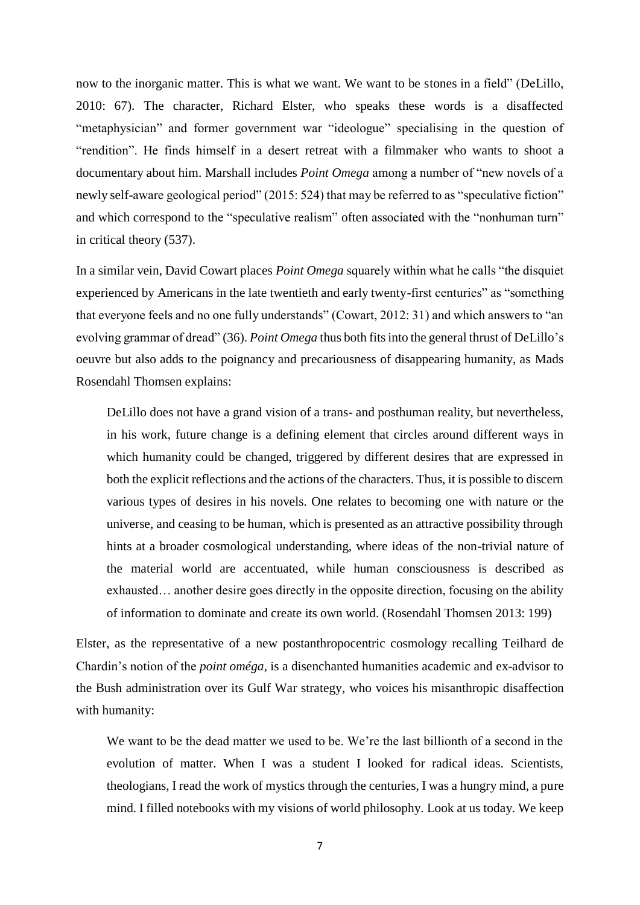now to the inorganic matter. This is what we want. We want to be stones in a field" (DeLillo, 2010: 67). The character, Richard Elster, who speaks these words is a disaffected "metaphysician" and former government war "ideologue" specialising in the question of "rendition". He finds himself in a desert retreat with a filmmaker who wants to shoot a documentary about him. Marshall includes *Point Omega* among a number of "new novels of a newly self-aware geological period" (2015: 524) that may be referred to as "speculative fiction" and which correspond to the "speculative realism" often associated with the "nonhuman turn" in critical theory (537).

In a similar vein, David Cowart places *Point Omega* squarely within what he calls "the disquiet experienced by Americans in the late twentieth and early twenty-first centuries" as "something that everyone feels and no one fully understands" (Cowart, 2012: 31) and which answers to "an evolving grammar of dread" (36). *Point Omega* thus both fits into the general thrust of DeLillo's oeuvre but also adds to the poignancy and precariousness of disappearing humanity, as Mads Rosendahl Thomsen explains:

> DeLillo does not have a grand vision of a trans- and posthuman reality, but nevertheless, in his work, future change is a defining element that circles around different ways in which humanity could be changed, triggered by different desires that are expressed in both the explicit reflections and the actions of the characters. Thus, it is possible to discern various types of desires in his novels. One relates to becoming one with nature or the universe, and ceasing to be human, which is presented as an attractive possibility through hints at a broader cosmological understanding, where ideas of the non-trivial nature of the material world are accentuated, while human consciousness is described as exhausted… another desire goes directly in the opposite direction, focusing on the ability of information to dominate and create its own world. (Rosendahl Thomsen 2013: 199)

Elster, as the representative of a new postanthropocentric cosmology recalling Teilhard de Chardin's notion of the *point oméga*, is a disenchanted humanities academic and ex-advisor to the Bush administration over its Gulf War strategy, who voices his misanthropic disaffection with humanity:

> We want to be the dead matter we used to be. We're the last billionth of a second in the evolution of matter. When I was a student I looked for radical ideas. Scientists, theologians, I read the work of mystics through the centuries, I was a hungry mind, a pure mind. I filled notebooks with my visions of world philosophy. Look at us today. We keep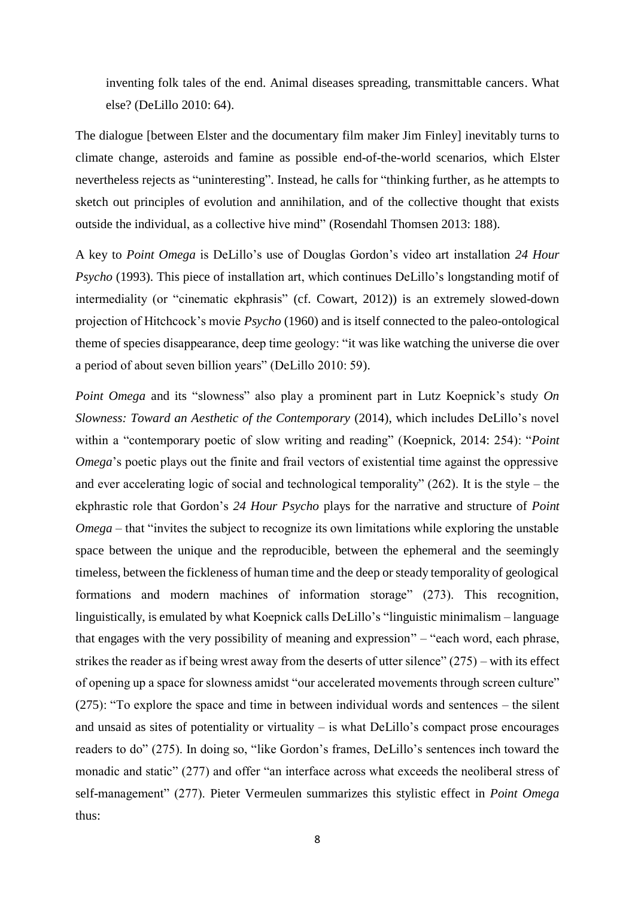> inventing folk tales of the end. Animal diseases spreading, transmittable cancers. What else? (DeLillo 2010: 64).

The dialogue [between Elster and the documentary film maker Jim Finley] inevitably turns to climate change, asteroids and famine as possible end-of-the-world scenarios, which Elster nevertheless rejects as "uninteresting". Instead, he calls for "thinking further, as he attempts to sketch out principles of evolution and annihilation, and of the collective thought that exists outside the individual, as a collective hive mind" (Rosendahl Thomsen 2013: 188).

A key to *Point Omega* is DeLillo's use of Douglas Gordon's video art installation *24 Hour Psycho* (1993). This piece of installation art, which continues DeLillo's longstanding motif of intermediality (or "cinematic ekphrasis" (cf. Cowart, 2012)) is an extremely slowed-down projection of Hitchcock's movie *Psycho* (1960) and is itself connected to the paleo-ontological theme of species disappearance, deep time geology: "it was like watching the universe die over a period of about seven billion years" (DeLillo 2010: 59).

*Point Omega* and its "slowness" also play a prominent part in Lutz Koepnick's study *On Slowness: Toward an Aesthetic of the Contemporary* (2014), which includes DeLillo's novel within a "contemporary poetic of slow writing and reading" (Koepnick, 2014: 254): "*Point Omega*'s poetic plays out the finite and frail vectors of existential time against the oppressive and ever accelerating logic of social and technological temporality" (262). It is the style – the ekphrastic role that Gordon's *24 Hour Psycho* plays for the narrative and structure of *Point Omega* – that "invites the subject to recognize its own limitations while exploring the unstable space between the unique and the reproducible, between the ephemeral and the seemingly timeless, between the fickleness of human time and the deep or steady temporality of geological formations and modern machines of information storage" (273). This recognition, linguistically, is emulated by what Koepnick calls DeLillo's "linguistic minimalism – language that engages with the very possibility of meaning and expression" – "each word, each phrase, strikes the reader as if being wrest away from the deserts of utter silence" (275) – with its effect of opening up a space for slowness amidst "our accelerated movements through screen culture" (275): "To explore the space and time in between individual words and sentences – the silent and unsaid as sites of potentiality or virtuality – is what DeLillo's compact prose encourages readers to do" (275). In doing so, "like Gordon's frames, DeLillo's sentences inch toward the monadic and static" (277) and offer "an interface across what exceeds the neoliberal stress of self-management" (277). Pieter Vermeulen summarizes this stylistic effect in *Point Omega* thus: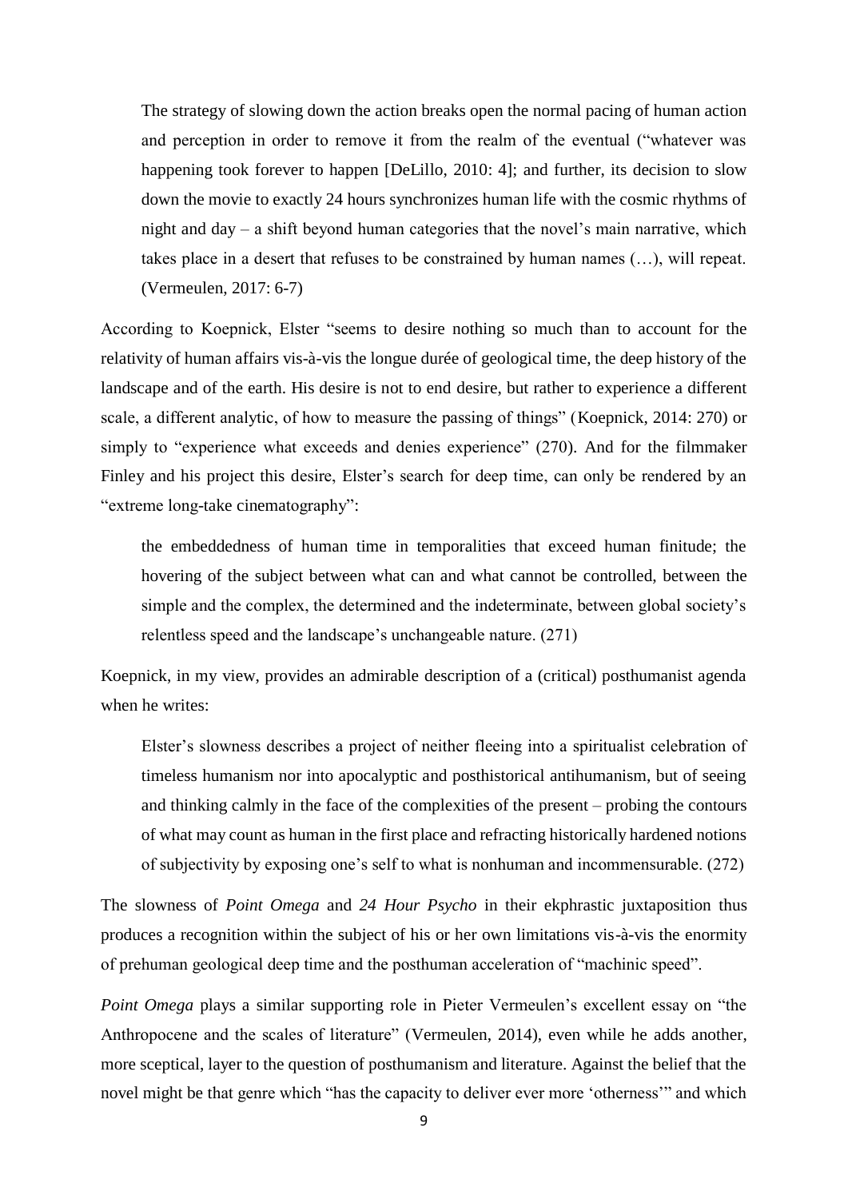> The strategy of slowing down the action breaks open the normal pacing of human action and perception in order to remove it from the realm of the eventual ("whatever was happening took forever to happen [DeLillo, 2010: 4]; and further, its decision to slow down the movie to exactly 24 hours synchronizes human life with the cosmic rhythms of night and day – a shift beyond human categories that the novel's main narrative, which takes place in a desert that refuses to be constrained by human names (…), will repeat. (Vermeulen, 2017: 6-7)

According to Koepnick, Elster "seems to desire nothing so much than to account for the relativity of human affairs vis-à-vis the longue durée of geological time, the deep history of the landscape and of the earth. His desire is not to end desire, but rather to experience a different scale, a different analytic, of how to measure the passing of things" (Koepnick, 2014: 270) or simply to "experience what exceeds and denies experience" (270). And for the filmmaker Finley and his project this desire, Elster's search for deep time, can only be rendered by an "extreme long-take cinematography":

> the embeddedness of human time in temporalities that exceed human finitude; the hovering of the subject between what can and what cannot be controlled, between the simple and the complex, the determined and the indeterminate, between global society's relentless speed and the landscape's unchangeable nature. (271)

Koepnick, in my view, provides an admirable description of a (critical) posthumanist agenda when he writes:

> Elster's slowness describes a project of neither fleeing into a spiritualist celebration of timeless humanism nor into apocalyptic and posthistorical antihumanism, but of seeing and thinking calmly in the face of the complexities of the present – probing the contours of what may count as human in the first place and refracting historically hardened notions of subjectivity by exposing one's self to what is nonhuman and incommensurable. (272)

The slowness of *Point Omega* and *24 Hour Psycho* in their ekphrastic juxtaposition thus produces a recognition within the subject of his or her own limitations vis-à-vis the enormity of prehuman geological deep time and the posthuman acceleration of "machinic speed".

*Point Omega* plays a similar supporting role in Pieter Vermeulen's excellent essay on "the Anthropocene and the scales of literature" (Vermeulen, 2014), even while he adds another, more sceptical, layer to the question of posthumanism and literature. Against the belief that the novel might be that genre which "has the capacity to deliver ever more 'otherness'" and which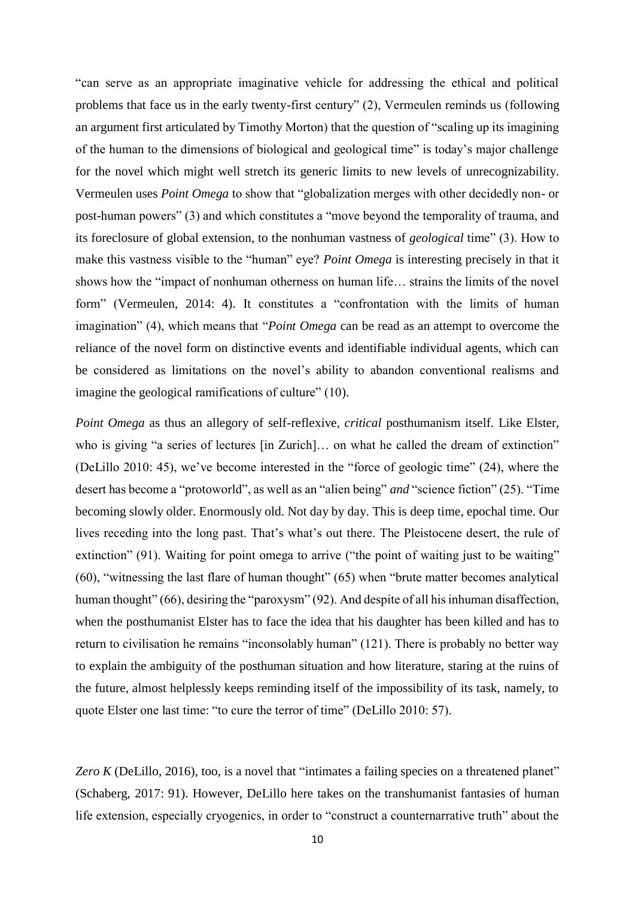"can serve as an appropriate imaginative vehicle for addressing the ethical and political problems that face us in the early twenty-first century" (2), Vermeulen reminds us (following an argument first articulated by Timothy Morton) that the question of "scaling up its imagining of the human to the dimensions of biological and geological time" is today's major challenge for the novel which might well stretch its generic limits to new levels of unrecognizability. Vermeulen uses *Point Omega* to show that "globalization merges with other decidedly non- or post-human powers" (3) and which constitutes a "move beyond the temporality of trauma, and its foreclosure of global extension, to the nonhuman vastness of *geological* time" (3). How to make this vastness visible to the "human" eye? *Point Omega* is interesting precisely in that it shows how the "impact of nonhuman otherness on human life… strains the limits of the novel form" (Vermeulen, 2014: 4). It constitutes a "confrontation with the limits of human imagination" (4), which means that "*Point Omega* can be read as an attempt to overcome the reliance of the novel form on distinctive events and identifiable individual agents, which can be considered as limitations on the novel's ability to abandon conventional realisms and imagine the geological ramifications of culture" (10).

*Point Omega* as thus an allegory of self-reflexive, *critical* posthumanism itself. Like Elster, who is giving "a series of lectures [in Zurich]… on what he called the dream of extinction" (DeLillo 2010: 45), we've become interested in the "force of geologic time" (24), where the desert has become a "protoworld", as well as an "alien being" *and* "science fiction" (25). "Time becoming slowly older. Enormously old. Not day by day. This is deep time, epochal time. Our lives receding into the long past. That's what's out there. The Pleistocene desert, the rule of extinction" (91). Waiting for point omega to arrive ("the point of waiting just to be waiting" (60), "witnessing the last flare of human thought" (65) when "brute matter becomes analytical human thought" (66), desiring the "paroxysm" (92). And despite of all his inhuman disaffection, when the posthumanist Elster has to face the idea that his daughter has been killed and has to return to civilisation he remains "inconsolably human" (121). There is probably no better way to explain the ambiguity of the posthuman situation and how literature, staring at the ruins of the future, almost helplessly keeps reminding itself of the impossibility of its task, namely, to quote Elster one last time: "to cure the terror of time" (DeLillo 2010: 57).

*Zero K* (DeLillo, 2016), too, is a novel that "intimates a failing species on a threatened planet" (Schaberg, 2017: 91). However, DeLillo here takes on the transhumanist fantasies of human life extension, especially cryogenics, in order to "construct a counternarrative truth" about the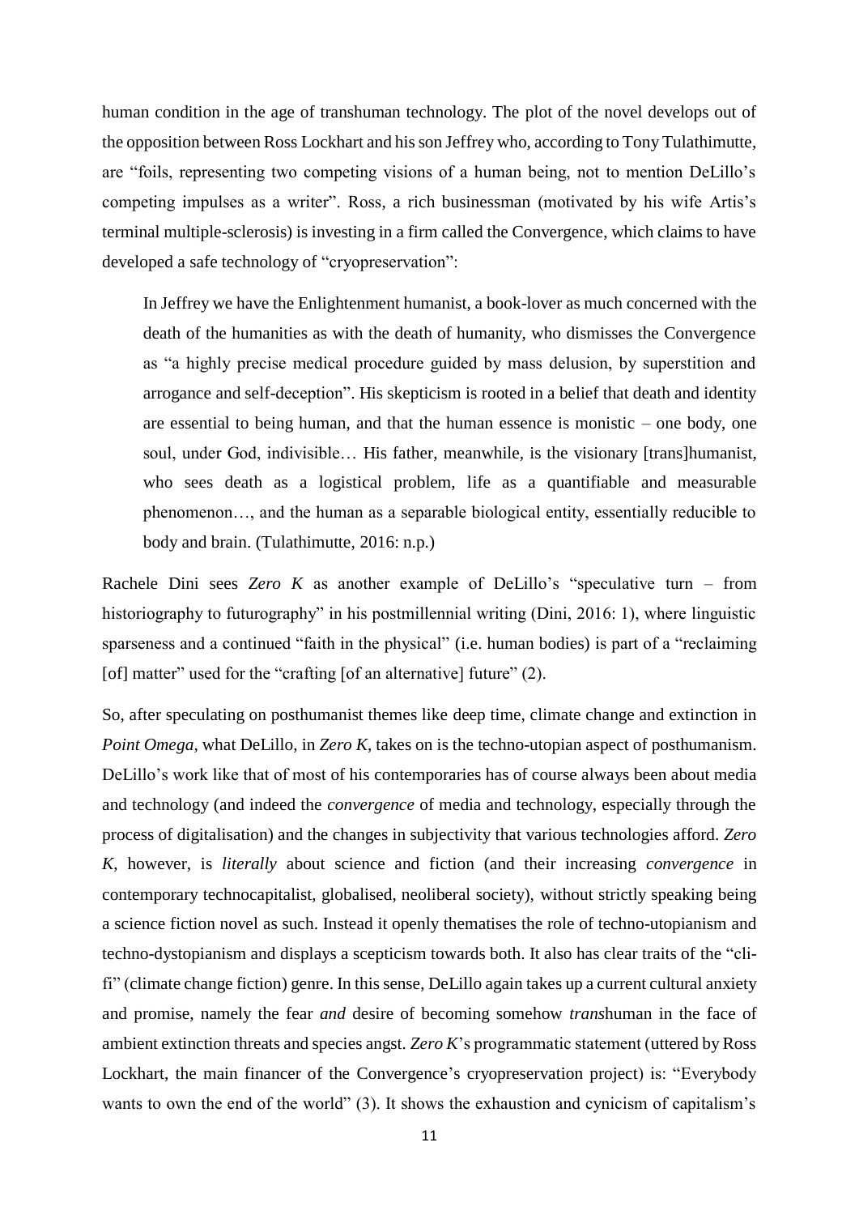human condition in the age of transhuman technology. The plot of the novel develops out of the opposition between Ross Lockhart and his son Jeffrey who, according to Tony Tulathimutte, are "foils, representing two competing visions of a human being, not to mention DeLillo's competing impulses as a writer". Ross, a rich businessman (motivated by his wife Artis's terminal multiple-sclerosis) is investing in a firm called the Convergence, which claims to have developed a safe technology of "cryopreservation":

> In Jeffrey we have the Enlightenment humanist, a book-lover as much concerned with the death of the humanities as with the death of humanity, who dismisses the Convergence as "a highly precise medical procedure guided by mass delusion, by superstition and arrogance and self-deception". His skepticism is rooted in a belief that death and identity are essential to being human, and that the human essence is monistic – one body, one soul, under God, indivisible… His father, meanwhile, is the visionary [trans]humanist, who sees death as a logistical problem, life as a quantifiable and measurable phenomenon…, and the human as a separable biological entity, essentially reducible to body and brain. (Tulathimutte, 2016: n.p.)

Rachele Dini sees *Zero K* as another example of DeLillo's "speculative turn – from historiography to futurography" in his postmillennial writing (Dini, 2016: 1), where linguistic sparseness and a continued "faith in the physical" (i.e. human bodies) is part of a "reclaiming [of] matter" used for the "crafting [of an alternative] future" (2).

So, after speculating on posthumanist themes like deep time, climate change and extinction in *Point Omega*, what DeLillo, in *Zero K*, takes on is the techno-utopian aspect of posthumanism. DeLillo's work like that of most of his contemporaries has of course always been about media and technology (and indeed the *convergence* of media and technology, especially through the process of digitalisation) and the changes in subjectivity that various technologies afford. *Zero K*, however, is *literally* about science and fiction (and their increasing *convergence* in contemporary technocapitalist, globalised, neoliberal society), without strictly speaking being a science fiction novel as such. Instead it openly thematises the role of techno-utopianism and techno-dystopianism and displays a scepticism towards both. It also has clear traits of the "cli-fi" (climate change fiction) genre. In this sense, DeLillo again takes up a current cultural anxiety and promise, namely the fear *and* desire of becoming somehow *trans*human in the face of ambient extinction threats and species angst. *Zero K*'s programmatic statement (uttered by Ross Lockhart, the main financer of the Convergence's cryopreservation project) is: "Everybody wants to own the end of the world" (3). It shows the exhaustion and cynicism of capitalism's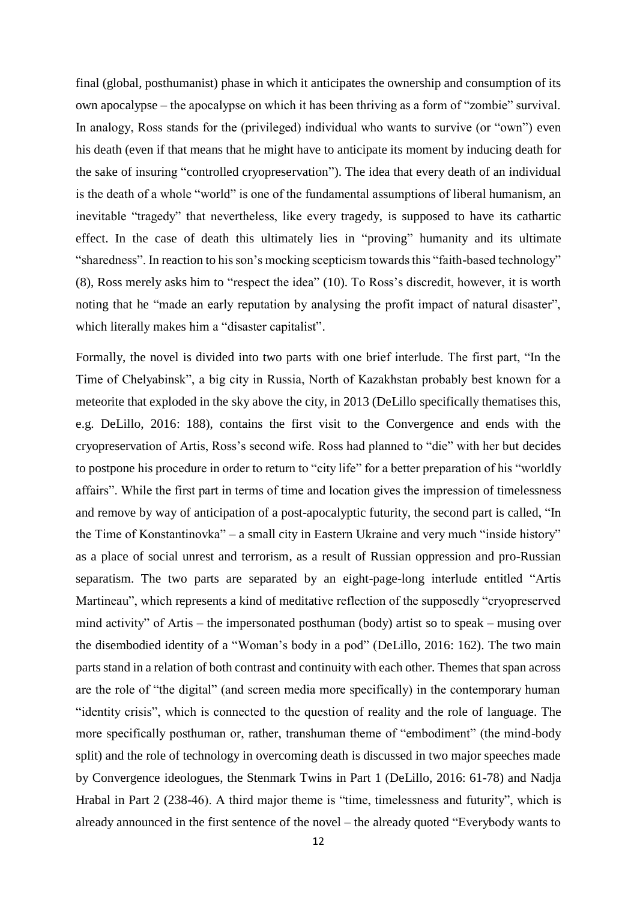final (global, posthumanist) phase in which it anticipates the ownership and consumption of its own apocalypse – the apocalypse on which it has been thriving as a form of "zombie" survival. In analogy, Ross stands for the (privileged) individual who wants to survive (or "own") even his death (even if that means that he might have to anticipate its moment by inducing death for the sake of insuring "controlled cryopreservation"). The idea that every death of an individual is the death of a whole "world" is one of the fundamental assumptions of liberal humanism, an inevitable "tragedy" that nevertheless, like every tragedy, is supposed to have its cathartic effect. In the case of death this ultimately lies in "proving" humanity and its ultimate "sharedness". In reaction to his son's mocking scepticism towards this "faith-based technology" (8), Ross merely asks him to "respect the idea" (10). To Ross's discredit, however, it is worth noting that he "made an early reputation by analysing the profit impact of natural disaster", which literally makes him a "disaster capitalist".

Formally, the novel is divided into two parts with one brief interlude. The first part, "In the Time of Chelyabinsk", a big city in Russia, North of Kazakhstan probably best known for a meteorite that exploded in the sky above the city, in 2013 (DeLillo specifically thematises this, e.g. DeLillo, 2016: 188), contains the first visit to the Convergence and ends with the cryopreservation of Artis, Ross's second wife. Ross had planned to "die" with her but decides to postpone his procedure in order to return to "city life" for a better preparation of his "worldly affairs". While the first part in terms of time and location gives the impression of timelessness and remove by way of anticipation of a post-apocalyptic futurity, the second part is called, "In the Time of Konstantinovka" – a small city in Eastern Ukraine and very much "inside history" as a place of social unrest and terrorism, as a result of Russian oppression and pro-Russian separatism. The two parts are separated by an eight-page-long interlude entitled "Artis Martineau", which represents a kind of meditative reflection of the supposedly "cryopreserved mind activity" of Artis – the impersonated posthuman (body) artist so to speak – musing over the disembodied identity of a "Woman's body in a pod" (DeLillo, 2016: 162). The two main parts stand in a relation of both contrast and continuity with each other. Themes that span across are the role of "the digital" (and screen media more specifically) in the contemporary human "identity crisis", which is connected to the question of reality and the role of language. The more specifically posthuman or, rather, transhuman theme of "embodiment" (the mind-body split) and the role of technology in overcoming death is discussed in two major speeches made by Convergence ideologues, the Stenmark Twins in Part 1 (DeLillo, 2016: 61-78) and Nadja Hrabal in Part 2 (238-46). A third major theme is "time, timelessness and futurity", which is already announced in the first sentence of the novel – the already quoted "Everybody wants to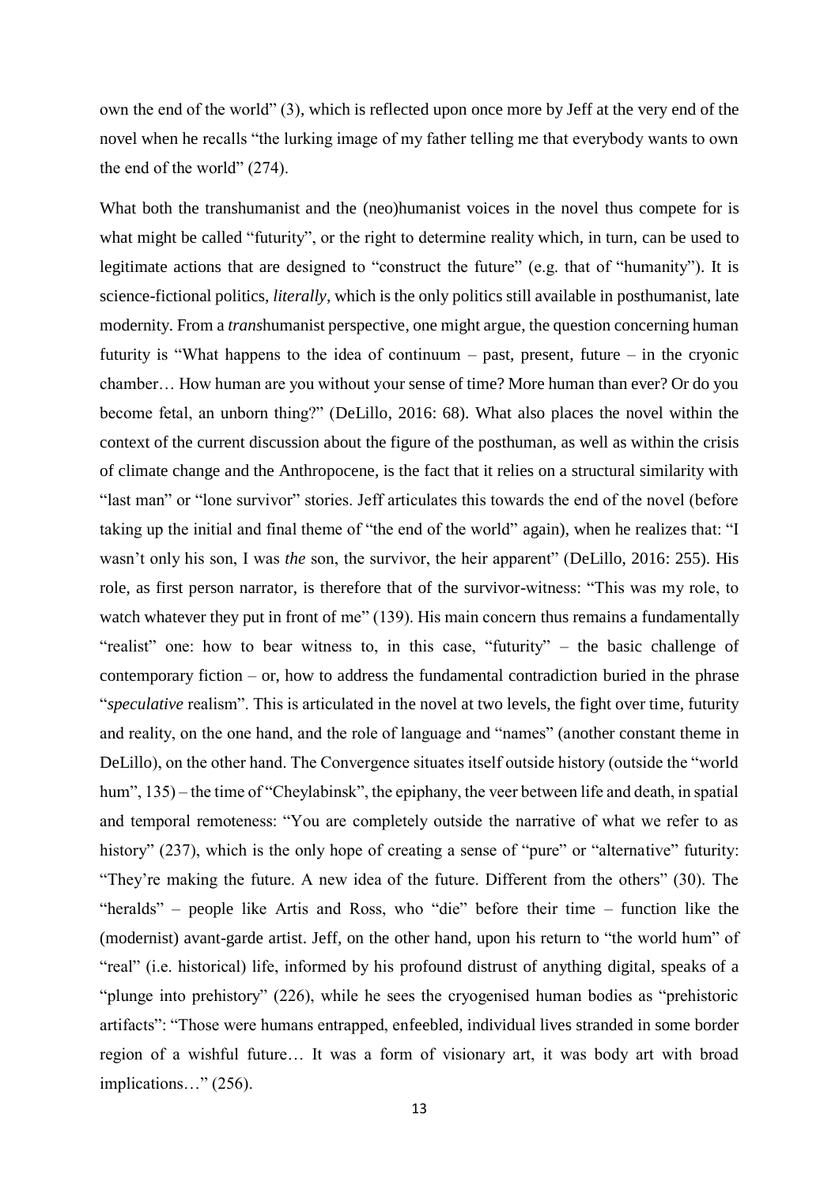own the end of the world" (3), which is reflected upon once more by Jeff at the very end of the novel when he recalls "the lurking image of my father telling me that everybody wants to own the end of the world" (274).

What both the transhumanist and the (neo)humanist voices in the novel thus compete for is what might be called "futurity", or the right to determine reality which, in turn, can be used to legitimate actions that are designed to "construct the future" (e.g. that of "humanity"). It is science-fictional politics, *literally*, which is the only politics still available in posthumanist, late modernity. From a *trans*humanist perspective, one might argue, the question concerning human futurity is "What happens to the idea of continuum – past, present, future – in the cryonic chamber… How human are you without your sense of time? More human than ever? Or do you become fetal, an unborn thing?" (DeLillo, 2016: 68). What also places the novel within the context of the current discussion about the figure of the posthuman, as well as within the crisis of climate change and the Anthropocene, is the fact that it relies on a structural similarity with "last man" or "lone survivor" stories. Jeff articulates this towards the end of the novel (before taking up the initial and final theme of "the end of the world" again), when he realizes that: "I wasn't only his son, I was *the* son, the survivor, the heir apparent" (DeLillo, 2016: 255). His role, as first person narrator, is therefore that of the survivor-witness: "This was my role, to watch whatever they put in front of me" (139). His main concern thus remains a fundamentally "realist" one: how to bear witness to, in this case, "futurity" – the basic challenge of contemporary fiction – or, how to address the fundamental contradiction buried in the phrase "*speculative* realism". This is articulated in the novel at two levels, the fight over time, futurity and reality, on the one hand, and the role of language and "names" (another constant theme in DeLillo), on the other hand. The Convergence situates itself outside history (outside the "world hum", 135) – the time of "Cheylabinsk", the epiphany, the veer between life and death, in spatial and temporal remoteness: "You are completely outside the narrative of what we refer to as history" (237), which is the only hope of creating a sense of "pure" or "alternative" futurity: "They're making the future. A new idea of the future. Different from the others" (30). The "heralds" – people like Artis and Ross, who "die" before their time – function like the (modernist) avant-garde artist. Jeff, on the other hand, upon his return to "the world hum" of "real" (i.e. historical) life, informed by his profound distrust of anything digital, speaks of a "plunge into prehistory" (226), while he sees the cryogenised human bodies as "prehistoric artifacts": "Those were humans entrapped, enfeebled, individual lives stranded in some border region of a wishful future… It was a form of visionary art, it was body art with broad implications…" (256).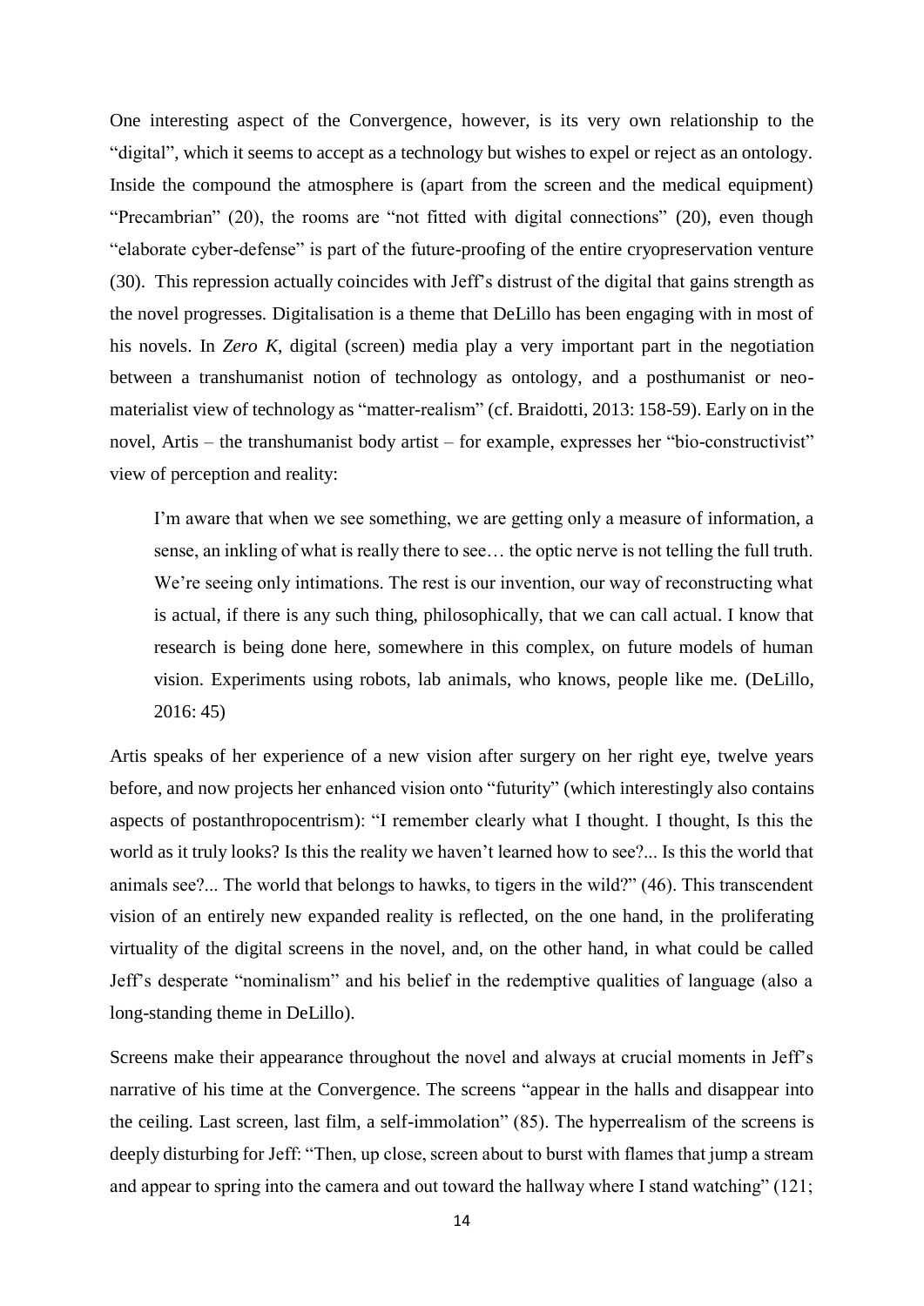One interesting aspect of the Convergence, however, is its very own relationship to the "digital", which it seems to accept as a technology but wishes to expel or reject as an ontology. Inside the compound the atmosphere is (apart from the screen and the medical equipment) "Precambrian" (20), the rooms are "not fitted with digital connections" (20), even though "elaborate cyber-defense" is part of the future-proofing of the entire cryopreservation venture (30). This repression actually coincides with Jeff's distrust of the digital that gains strength as the novel progresses. Digitalisation is a theme that DeLillo has been engaging with in most of his novels. In *Zero K*, digital (screen) media play a very important part in the negotiation between a transhumanist notion of technology as ontology, and a posthumanist or neo-materialist view of technology as "matter-realism" (cf. Braidotti, 2013: 158-59). Early on in the novel, Artis – the transhumanist body artist – for example, expresses her "bio-constructivist" view of perception and reality:

> I'm aware that when we see something, we are getting only a measure of information, a sense, an inkling of what is really there to see… the optic nerve is not telling the full truth. We're seeing only intimations. The rest is our invention, our way of reconstructing what is actual, if there is any such thing, philosophically, that we can call actual. I know that research is being done here, somewhere in this complex, on future models of human vision. Experiments using robots, lab animals, who knows, people like me. (DeLillo, 2016: 45)

Artis speaks of her experience of a new vision after surgery on her right eye, twelve years before, and now projects her enhanced vision onto "futurity" (which interestingly also contains aspects of postanthropocentrism): "I remember clearly what I thought. I thought, Is this the world as it truly looks? Is this the reality we haven't learned how to see?... Is this the world that animals see?... The world that belongs to hawks, to tigers in the wild?" (46). This transcendent vision of an entirely new expanded reality is reflected, on the one hand, in the proliferating virtuality of the digital screens in the novel, and, on the other hand, in what could be called Jeff's desperate "nominalism" and his belief in the redemptive qualities of language (also a long-standing theme in DeLillo).

Screens make their appearance throughout the novel and always at crucial moments in Jeff's narrative of his time at the Convergence. The screens "appear in the halls and disappear into the ceiling. Last screen, last film, a self-immolation" (85). The hyperrealism of the screens is deeply disturbing for Jeff: "Then, up close, screen about to burst with flames that jump a stream and appear to spring into the camera and out toward the hallway where I stand watching" (121;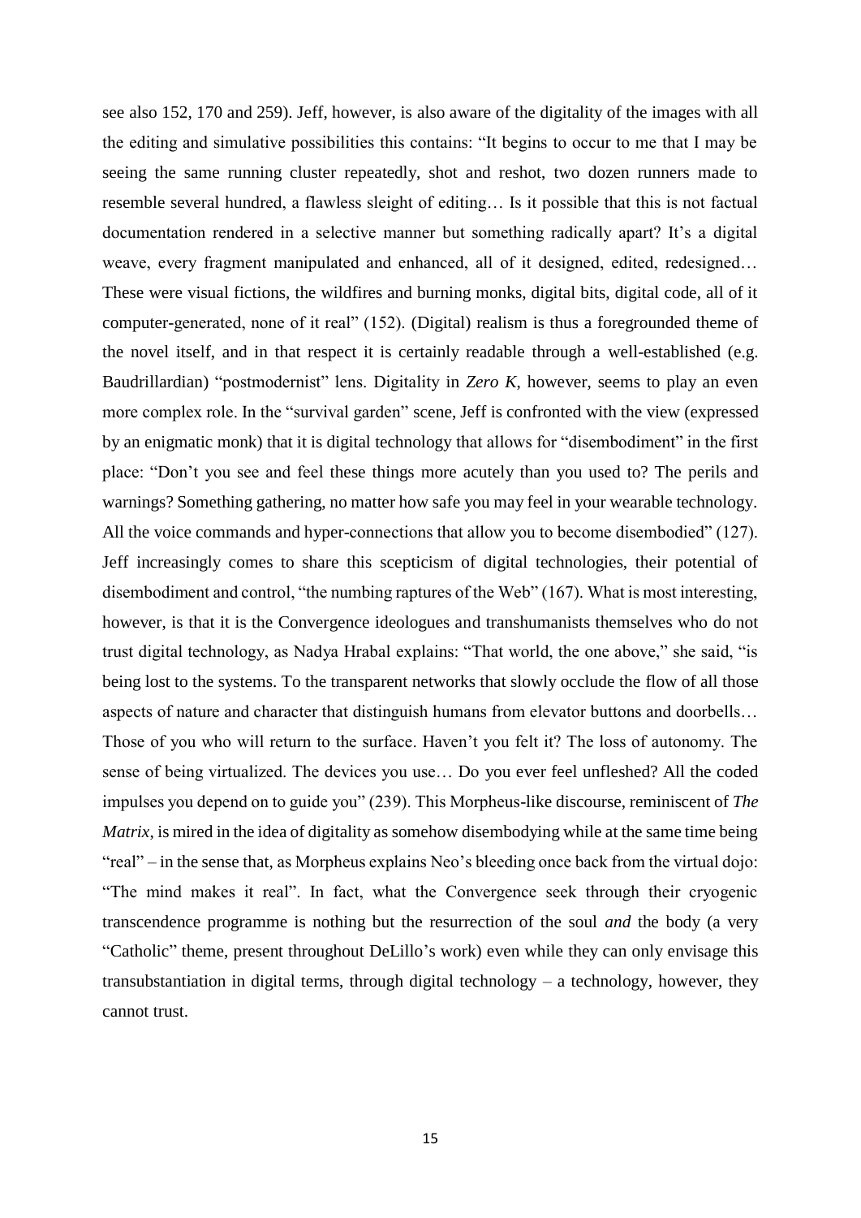see also 152, 170 and 259). Jeff, however, is also aware of the digitality of the images with all the editing and simulative possibilities this contains: "It begins to occur to me that I may be seeing the same running cluster repeatedly, shot and reshot, two dozen runners made to resemble several hundred, a flawless sleight of editing… Is it possible that this is not factual documentation rendered in a selective manner but something radically apart? It's a digital weave, every fragment manipulated and enhanced, all of it designed, edited, redesigned… These were visual fictions, the wildfires and burning monks, digital bits, digital code, all of it computer-generated, none of it real" (152). (Digital) realism is thus a foregrounded theme of the novel itself, and in that respect it is certainly readable through a well-established (e.g. Baudrillardian) "postmodernist" lens. Digitality in *Zero K*, however, seems to play an even more complex role. In the "survival garden" scene, Jeff is confronted with the view (expressed by an enigmatic monk) that it is digital technology that allows for "disembodiment" in the first place: "Don't you see and feel these things more acutely than you used to? The perils and warnings? Something gathering, no matter how safe you may feel in your wearable technology. All the voice commands and hyper-connections that allow you to become disembodied" (127). Jeff increasingly comes to share this scepticism of digital technologies, their potential of disembodiment and control, "the numbing raptures of the Web" (167). What is most interesting, however, is that it is the Convergence ideologues and transhumanists themselves who do not trust digital technology, as Nadya Hrabal explains: "That world, the one above," she said, "is being lost to the systems. To the transparent networks that slowly occlude the flow of all those aspects of nature and character that distinguish humans from elevator buttons and doorbells… Those of you who will return to the surface. Haven't you felt it? The loss of autonomy. The sense of being virtualized. The devices you use… Do you ever feel unfleshed? All the coded impulses you depend on to guide you" (239). This Morpheus-like discourse, reminiscent of *The Matrix*, is mired in the idea of digitality as somehow disembodying while at the same time being "real" – in the sense that, as Morpheus explains Neo's bleeding once back from the virtual dojo: "The mind makes it real". In fact, what the Convergence seek through their cryogenic transcendence programme is nothing but the resurrection of the soul *and* the body (a very "Catholic" theme, present throughout DeLillo's work) even while they can only envisage this transubstantiation in digital terms, through digital technology – a technology, however, they cannot trust.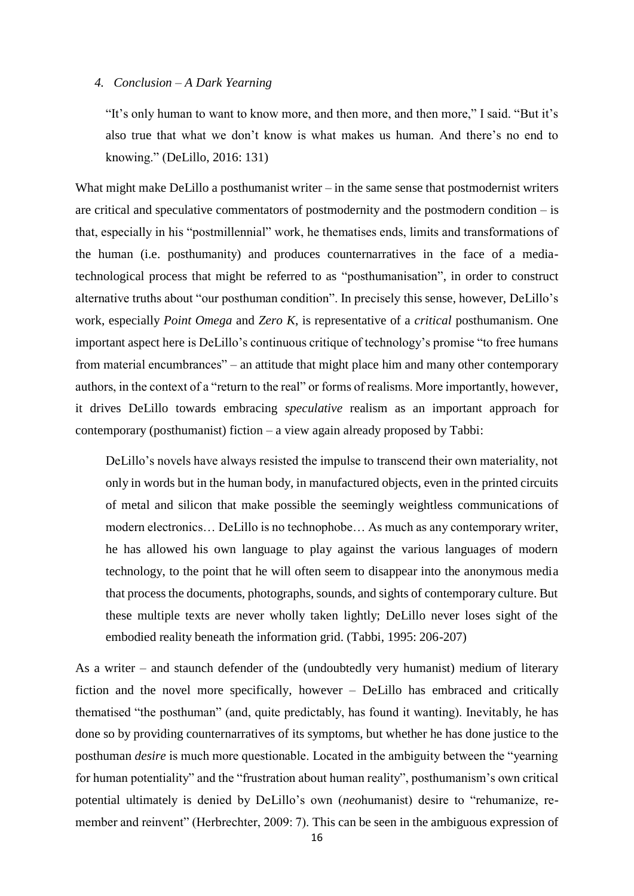## 4. *Conclusion – A Dark Yearning*

> "It's only human to want to know more, and then more, and then more," I said. "But it's also true that what we don't know is what makes us human. And there's no end to knowing." (DeLillo, 2016: 131)

What might make DeLillo a posthumanist writer – in the same sense that postmodernist writers are critical and speculative commentators of postmodernity and the postmodern condition – is that, especially in his "postmillennial" work, he thematises ends, limits and transformations of the human (i.e. posthumanity) and produces counternarratives in the face of a media-technological process that might be referred to as "posthumanisation", in order to construct alternative truths about "our posthuman condition". In precisely this sense, however, DeLillo's work, especially *Point Omega* and *Zero K*, is representative of a *critical* posthumanism. One important aspect here is DeLillo's continuous critique of technology's promise "to free humans from material encumbrances" – an attitude that might place him and many other contemporary authors, in the context of a "return to the real" or forms of realisms. More importantly, however, it drives DeLillo towards embracing *speculative* realism as an important approach for contemporary (posthumanist) fiction – a view again already proposed by Tabbi:

> DeLillo's novels have always resisted the impulse to transcend their own materiality, not only in words but in the human body, in manufactured objects, even in the printed circuits of metal and silicon that make possible the seemingly weightless communications of modern electronics… DeLillo is no technophobe… As much as any contemporary writer, he has allowed his own language to play against the various languages of modern technology, to the point that he will often seem to disappear into the anonymous media that process the documents, photographs, sounds, and sights of contemporary culture. But these multiple texts are never wholly taken lightly; DeLillo never loses sight of the embodied reality beneath the information grid. (Tabbi, 1995: 206-207)

As a writer – and staunch defender of the (undoubtedly very humanist) medium of literary fiction and the novel more specifically, however – DeLillo has embraced and critically thematised "the posthuman" (and, quite predictably, has found it wanting). Inevitably, he has done so by providing counternarratives of its symptoms, but whether he has done justice to the posthuman *desire* is much more questionable. Located in the ambiguity between the "yearning for human potentiality" and the "frustration about human reality", posthumanism's own critical potential ultimately is denied by DeLillo's own (*neo*humanist) desire to "rehumanize, re-member and reinvent" (Herbrechter, 2009: 7). This can be seen in the ambiguous expression of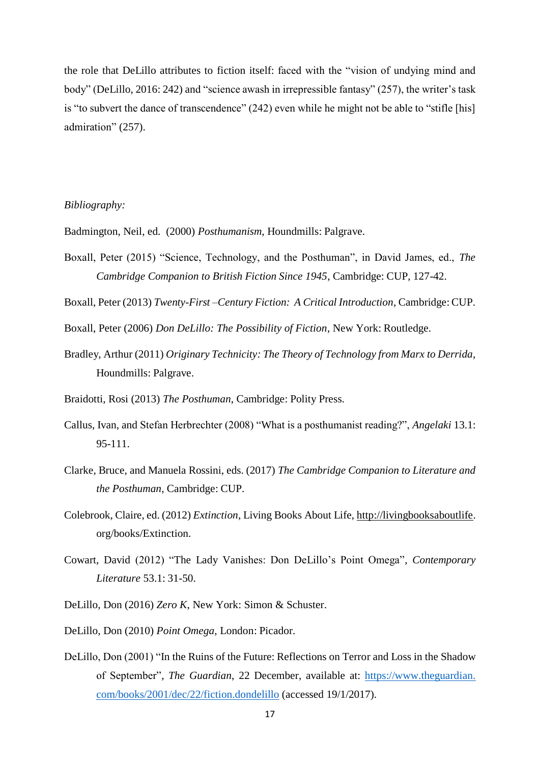the role that DeLillo attributes to fiction itself: faced with the "vision of undying mind and body" (DeLillo, 2016: 242) and "science awash in irrepressible fantasy" (257), the writer's task is "to subvert the dance of transcendence" (242) even while he might not be able to "stifle [his] admiration" (257).

*Bibliography:*

Badmington, Neil, ed. (2000) *Posthumanism*, Houndmills: Palgrave.

Boxall, Peter (2015) "Science, Technology, and the Posthuman", in David James, ed., *The Cambridge Companion to British Fiction Since 1945*, Cambridge: CUP, 127-42.

Boxall, Peter (2013) *Twenty-First –Century Fiction: A Critical Introduction*, Cambridge: CUP.

Boxall, Peter (2006) *Don DeLillo: The Possibility of Fiction*, New York: Routledge.

Bradley, Arthur (2011) *Originary Technicity: The Theory of Technology from Marx to Derrida*, Houndmills: Palgrave.

Braidotti, Rosi (2013) *The Posthuman*, Cambridge: Polity Press.

Callus, Ivan, and Stefan Herbrechter (2008) "What is a posthumanist reading?", *Angelaki* 13.1: 95-111.

Clarke, Bruce, and Manuela Rossini, eds. (2017) *The Cambridge Companion to Literature and the Posthuman*, Cambridge: CUP.

Colebrook, Claire, ed. (2012) *Extinction*, Living Books About Life, http://livingbooksaboutlife.org/books/Extinction.

Cowart, David (2012) "The Lady Vanishes: Don DeLillo's Point Omega", *Contemporary Literature* 53.1: 31-50.

DeLillo, Don (2016) *Zero K*, New York: Simon & Schuster.

DeLillo, Don (2010) *Point Omega*, London: Picador.

DeLillo, Don (2001) "In the Ruins of the Future: Reflections on Terror and Loss in the Shadow of September", *The Guardian*, 22 December, available at: https://www.theguardian.com/books/2001/dec/22/fiction.dondelillo (accessed 19/1/2017).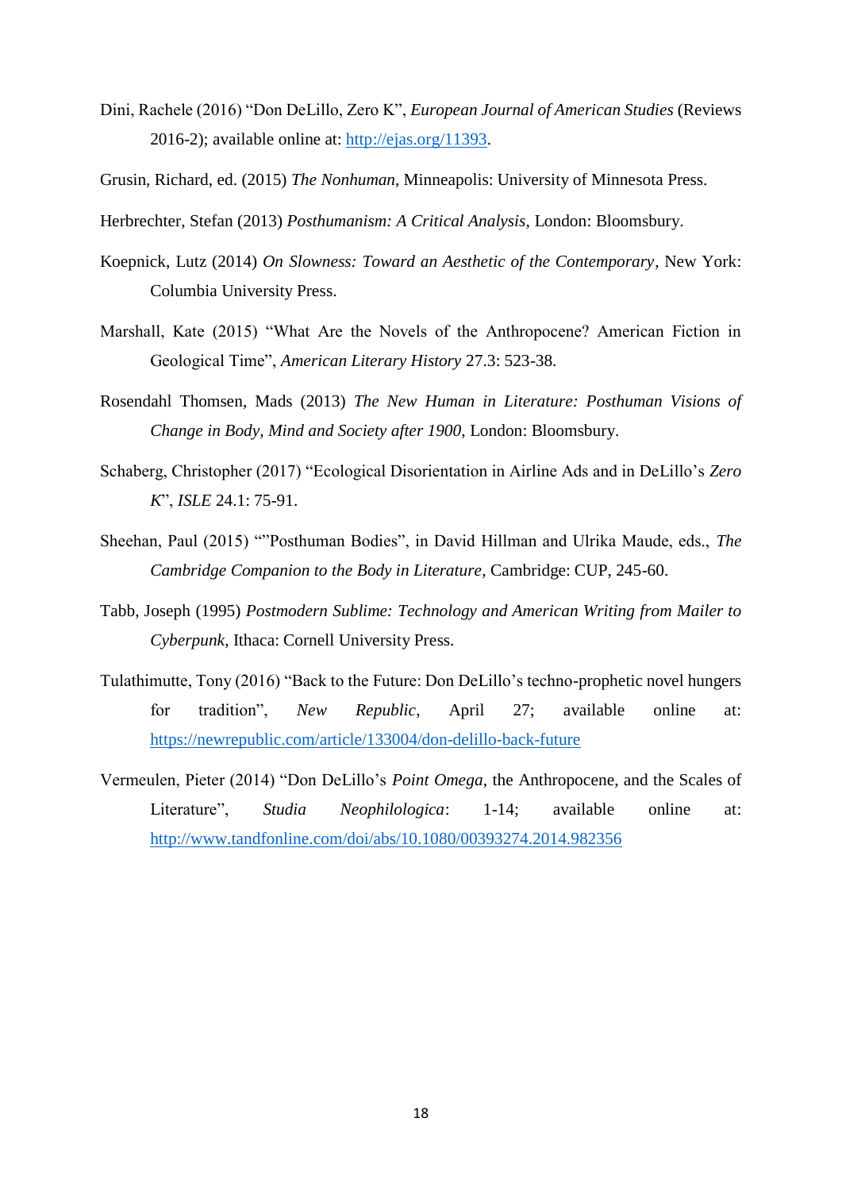Dini, Rachele (2016) "Don DeLillo, Zero K", *European Journal of American Studies* (Reviews 2016-2); available online at: http://ejas.org/11393.

Grusin, Richard, ed. (2015) *The Nonhuman*, Minneapolis: University of Minnesota Press.

Herbrechter, Stefan (2013) *Posthumanism: A Critical Analysis*, London: Bloomsbury.

Koepnick, Lutz (2014) *On Slowness: Toward an Aesthetic of the Contemporary*, New York: Columbia University Press.

Marshall, Kate (2015) "What Are the Novels of the Anthropocene? American Fiction in Geological Time", *American Literary History* 27.3: 523-38.

Rosendahl Thomsen, Mads (2013) *The New Human in Literature: Posthuman Visions of Change in Body, Mind and Society after 1900*, London: Bloomsbury.

Schaberg, Christopher (2017) "Ecological Disorientation in Airline Ads and in DeLillo's *Zero K*", *ISLE* 24.1: 75-91.

Sheehan, Paul (2015) ""Posthuman Bodies", in David Hillman and Ulrika Maude, eds., *The Cambridge Companion to the Body in Literature*, Cambridge: CUP, 245-60.

Tabb, Joseph (1995) *Postmodern Sublime: Technology and American Writing from Mailer to Cyberpunk*, Ithaca: Cornell University Press.

Tulathimutte, Tony (2016) "Back to the Future: Don DeLillo's techno-prophetic novel hungers for tradition", *New Republic*, April 27; available online at: https://newrepublic.com/article/133004/don-delillo-back-future

Vermeulen, Pieter (2014) "Don DeLillo's *Point Omega*, the Anthropocene, and the Scales of Literature", *Studia Neophilologica*: 1-14; available online at: http://www.tandfonline.com/doi/abs/10.1080/00393274.2014.982356